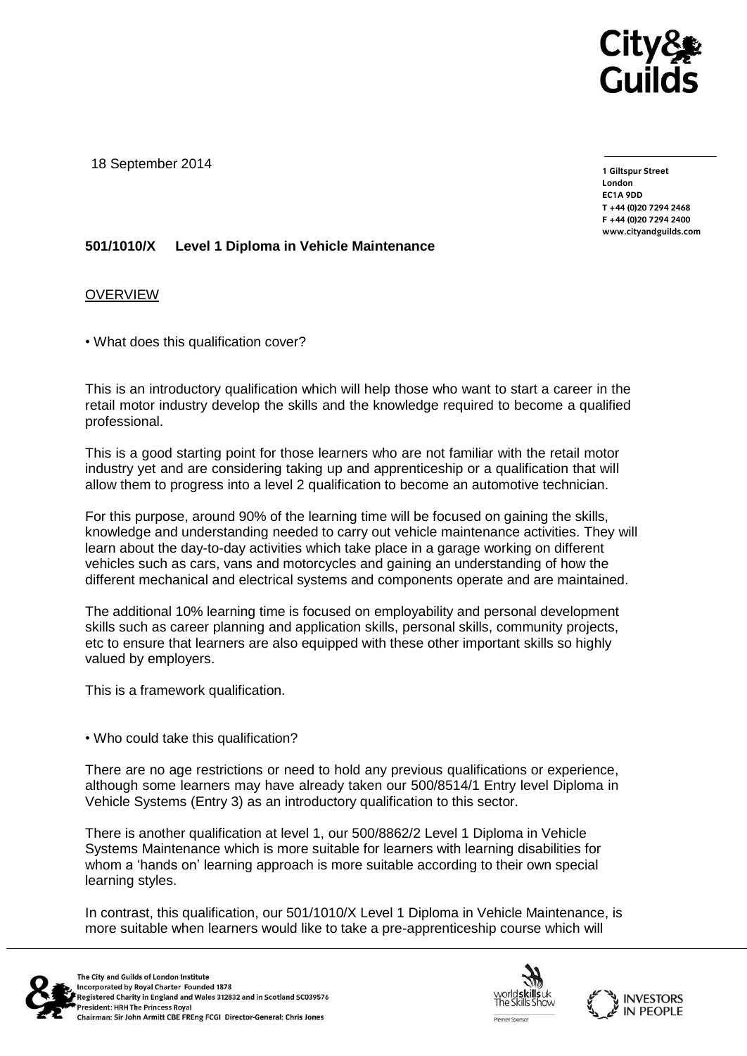18 September 2014

1 Giltspur Street
London
EC1A 9DD
T +44 (0)20 7294 2468
F +44 (0)20 7294 2400
www.cityandguilds.com

**501/1010/X Level 1 Diploma in Vehicle Maintenance**

OVERVIEW

• What does this qualification cover?

This is an introductory qualification which will help those who want to start a career in the retail motor industry develop the skills and the knowledge required to become a qualified professional.

This is a good starting point for those learners who are not familiar with the retail motor industry yet and are considering taking up and apprenticeship or a qualification that will allow them to progress into a level 2 qualification to become an automotive technician.

For this purpose, around 90% of the learning time will be focused on gaining the skills, knowledge and understanding needed to carry out vehicle maintenance activities. They will learn about the day-to-day activities which take place in a garage working on different vehicles such as cars, vans and motorcycles and gaining an understanding of how the different mechanical and electrical systems and components operate and are maintained.

The additional 10% learning time is focused on employability and personal development skills such as career planning and application skills, personal skills, community projects, etc to ensure that learners are also equipped with these other important skills so highly valued by employers.

This is a framework qualification.

• Who could take this qualification?

There are no age restrictions or need to hold any previous qualifications or experience, although some learners may have already taken our 500/8514/1 Entry level Diploma in Vehicle Systems (Entry 3) as an introductory qualification to this sector.

There is another qualification at level 1, our 500/8862/2 Level 1 Diploma in Vehicle Systems Maintenance which is more suitable for learners with learning disabilities for whom a 'hands on' learning approach is more suitable according to their own special learning styles.

In contrast, this qualification, our 501/1010/X Level 1 Diploma in Vehicle Maintenance, is more suitable when learners would like to take a pre-apprenticeship course which will

The City and Guilds of London Institute
Incorporated by Royal Charter Founded 1878
Registered Charity in England and Wales 312832 and in Scotland SC039576
President: HRH The Princess Royal
Chairman: Sir John Armitt CBE FREng FCGI Director-General: Chris Jones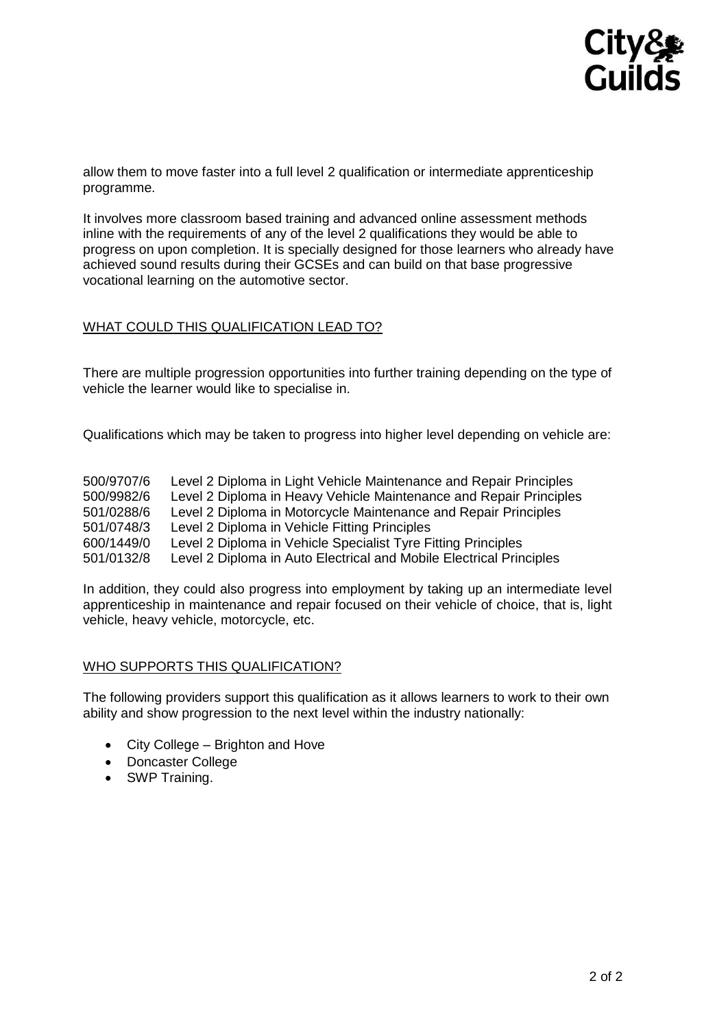allow them to move faster into a full level 2 qualification or intermediate apprenticeship programme.

It involves more classroom based training and advanced online assessment methods inline with the requirements of any of the level 2 qualifications they would be able to progress on upon completion. It is specially designed for those learners who already have achieved sound results during their GCSEs and can build on that base progressive vocational learning on the automotive sector.

## WHAT COULD THIS QUALIFICATION LEAD TO?

There are multiple progression opportunities into further training depending on the type of vehicle the learner would like to specialise in.

Qualifications which may be taken to progress into higher level depending on vehicle are:

| | |
|---|---|
| 500/9707/6 | Level 2 Diploma in Light Vehicle Maintenance and Repair Principles |
| 500/9982/6 | Level 2 Diploma in Heavy Vehicle Maintenance and Repair Principles |
| 501/0288/6 | Level 2 Diploma in Motorcycle Maintenance and Repair Principles |
| 501/0748/3 | Level 2 Diploma in Vehicle Fitting Principles |
| 600/1449/0 | Level 2 Diploma in Vehicle Specialist Tyre Fitting Principles |
| 501/0132/8 | Level 2 Diploma in Auto Electrical and Mobile Electrical Principles |

In addition, they could also progress into employment by taking up an intermediate level apprenticeship in maintenance and repair focused on their vehicle of choice, that is, light vehicle, heavy vehicle, motorcycle, etc.

## WHO SUPPORTS THIS QUALIFICATION?

The following providers support this qualification as it allows learners to work to their own ability and show progression to the next level within the industry nationally:

- City College – Brighton and Hove
- Doncaster College
- SWP Training.